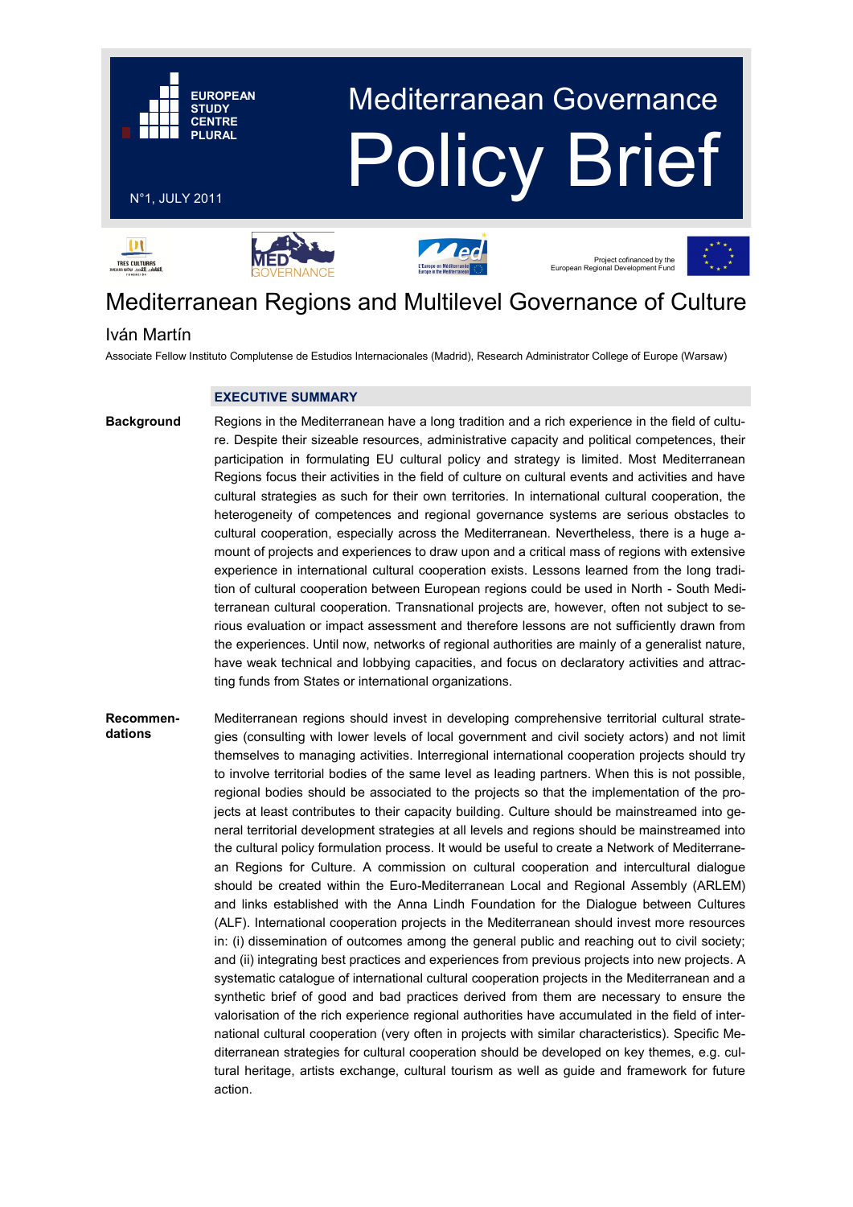EUROPEAN STUDY CENTRE PLURAL

# Mediterranean Governance Policy Brief

N°1, JULY 2011

Project cofinanced by the European Regional Development Fund

# Mediterranean Regions and Multilevel Governance of Culture

## Iván Martín

Associate Fellow Instituto Complutense de Estudios Internacionales (Madrid), Research Administrator College of Europe (Warsaw)

### EXECUTIVE SUMMARY

**Background**

Regions in the Mediterranean have a long tradition and a rich experience in the field of culture. Despite their sizeable resources, administrative capacity and political competences, their participation in formulating EU cultural policy and strategy is limited. Most Mediterranean Regions focus their activities in the field of culture on cultural events and activities and have cultural strategies as such for their own territories. In international cultural cooperation, the heterogeneity of competences and regional governance systems are serious obstacles to cultural cooperation, especially across the Mediterranean. Nevertheless, there is a huge amount of projects and experiences to draw upon and a critical mass of regions with extensive experience in international cultural cooperation exists. Lessons learned from the long tradition of cultural cooperation between European regions could be used in North - South Mediterranean cultural cooperation. Transnational projects are, however, often not subject to serious evaluation or impact assessment and therefore lessons are not sufficiently drawn from the experiences. Until now, networks of regional authorities are mainly of a generalist nature, have weak technical and lobbying capacities, and focus on declaratory activities and attracting funds from States or international organizations.

**Recommendations**

Mediterranean regions should invest in developing comprehensive territorial cultural strategies (consulting with lower levels of local government and civil society actors) and not limit themselves to managing activities. Interregional international cooperation projects should try to involve territorial bodies of the same level as leading partners. When this is not possible, regional bodies should be associated to the projects so that the implementation of the projects at least contributes to their capacity building. Culture should be mainstreamed into general territorial development strategies at all levels and regions should be mainstreamed into the cultural policy formulation process. It would be useful to create a Network of Mediterranean Regions for Culture. A commission on cultural cooperation and intercultural dialogue should be created within the Euro-Mediterranean Local and Regional Assembly (ARLEM) and links established with the Anna Lindh Foundation for the Dialogue between Cultures (ALF). International cooperation projects in the Mediterranean should invest more resources in: (i) dissemination of outcomes among the general public and reaching out to civil society; and (ii) integrating best practices and experiences from previous projects into new projects. A systematic catalogue of international cultural cooperation projects in the Mediterranean and a synthetic brief of good and bad practices derived from them are necessary to ensure the valorisation of the rich experience regional authorities have accumulated in the field of international cultural cooperation (very often in projects with similar characteristics). Specific Mediterranean strategies for cultural cooperation should be developed on key themes, e.g. cultural heritage, artists exchange, cultural tourism as well as guide and framework for future action.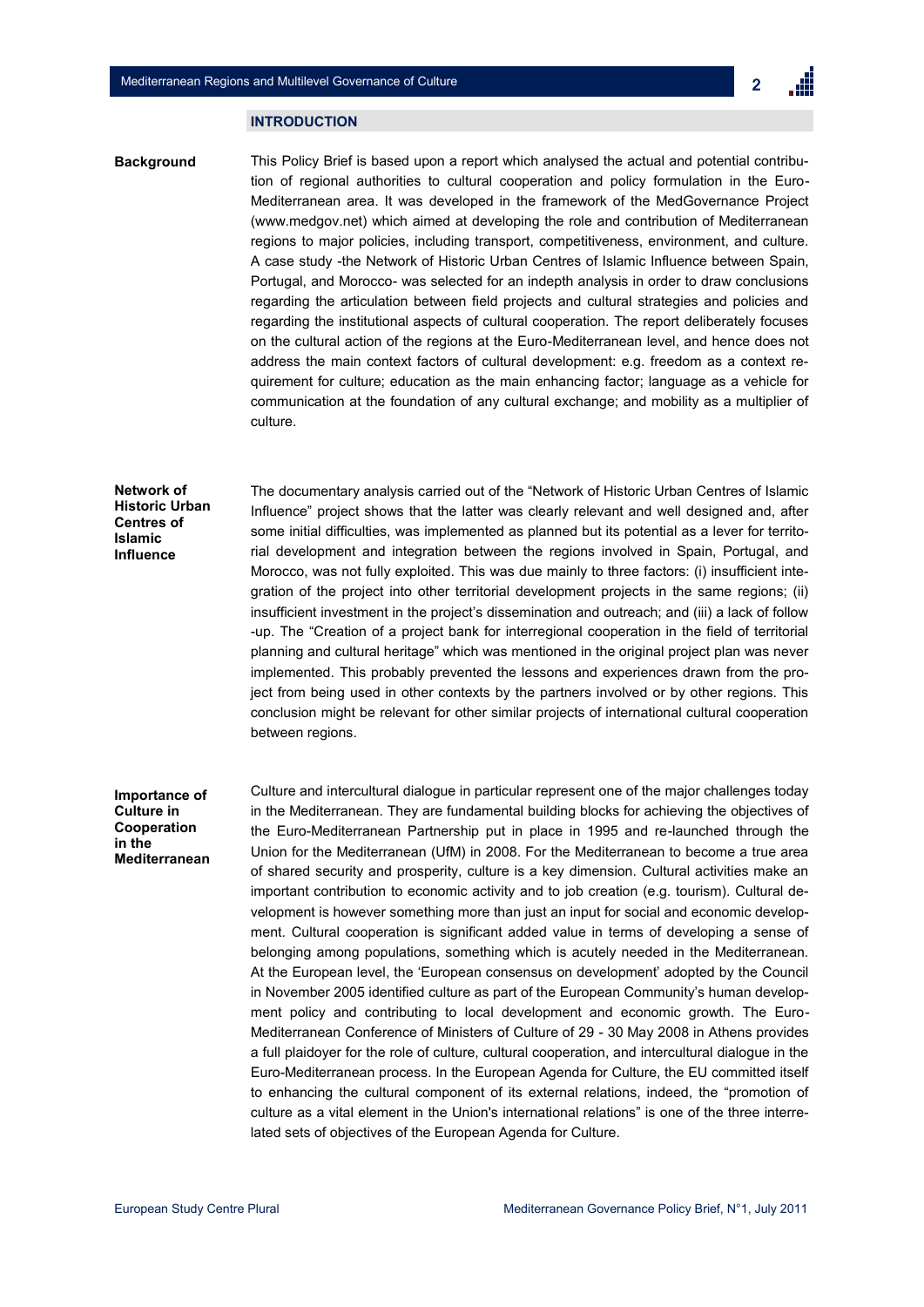## INTRODUCTION

**Background**

This Policy Brief is based upon a report which analysed the actual and potential contribution of regional authorities to cultural cooperation and policy formulation in the Euro-Mediterranean area. It was developed in the framework of the MedGovernance Project (www.medgov.net) which aimed at developing the role and contribution of Mediterranean regions to major policies, including transport, competitiveness, environment, and culture. A case study -the Network of Historic Urban Centres of Islamic Influence between Spain, Portugal, and Morocco- was selected for an indepth analysis in order to draw conclusions regarding the articulation between field projects and cultural strategies and policies and regarding the institutional aspects of cultural cooperation. The report deliberately focuses on the cultural action of the regions at the Euro-Mediterranean level, and hence does not address the main context factors of cultural development: e.g. freedom as a context requirement for culture; education as the main enhancing factor; language as a vehicle for communication at the foundation of any cultural exchange; and mobility as a multiplier of culture.

**Network of Historic Urban Centres of Islamic Influence**

The documentary analysis carried out of the "Network of Historic Urban Centres of Islamic Influence" project shows that the latter was clearly relevant and well designed and, after some initial difficulties, was implemented as planned but its potential as a lever for territorial development and integration between the regions involved in Spain, Portugal, and Morocco, was not fully exploited. This was due mainly to three factors: (i) insufficient integration of the project into other territorial development projects in the same regions; (ii) insufficient investment in the project's dissemination and outreach; and (iii) a lack of follow -up. The "Creation of a project bank for interregional cooperation in the field of territorial planning and cultural heritage" which was mentioned in the original project plan was never implemented. This probably prevented the lessons and experiences drawn from the project from being used in other contexts by the partners involved or by other regions. This conclusion might be relevant for other similar projects of international cultural cooperation between regions.

**Importance of Culture in Cooperation in the Mediterranean**

Culture and intercultural dialogue in particular represent one of the major challenges today in the Mediterranean. They are fundamental building blocks for achieving the objectives of the Euro-Mediterranean Partnership put in place in 1995 and re-launched through the Union for the Mediterranean (UfM) in 2008. For the Mediterranean to become a true area of shared security and prosperity, culture is a key dimension. Cultural activities make an important contribution to economic activity and to job creation (e.g. tourism). Cultural development is however something more than just an input for social and economic development. Cultural cooperation is significant added value in terms of developing a sense of belonging among populations, something which is acutely needed in the Mediterranean. At the European level, the 'European consensus on development' adopted by the Council in November 2005 identified culture as part of the European Community's human development policy and contributing to local development and economic growth. The Euro-Mediterranean Conference of Ministers of Culture of 29 - 30 May 2008 in Athens provides a full plaidoyer for the role of culture, cultural cooperation, and intercultural dialogue in the Euro-Mediterranean process. In the European Agenda for Culture, the EU committed itself to enhancing the cultural component of its external relations, indeed, the "promotion of culture as a vital element in the Union's international relations" is one of the three interrelated sets of objectives of the European Agenda for Culture.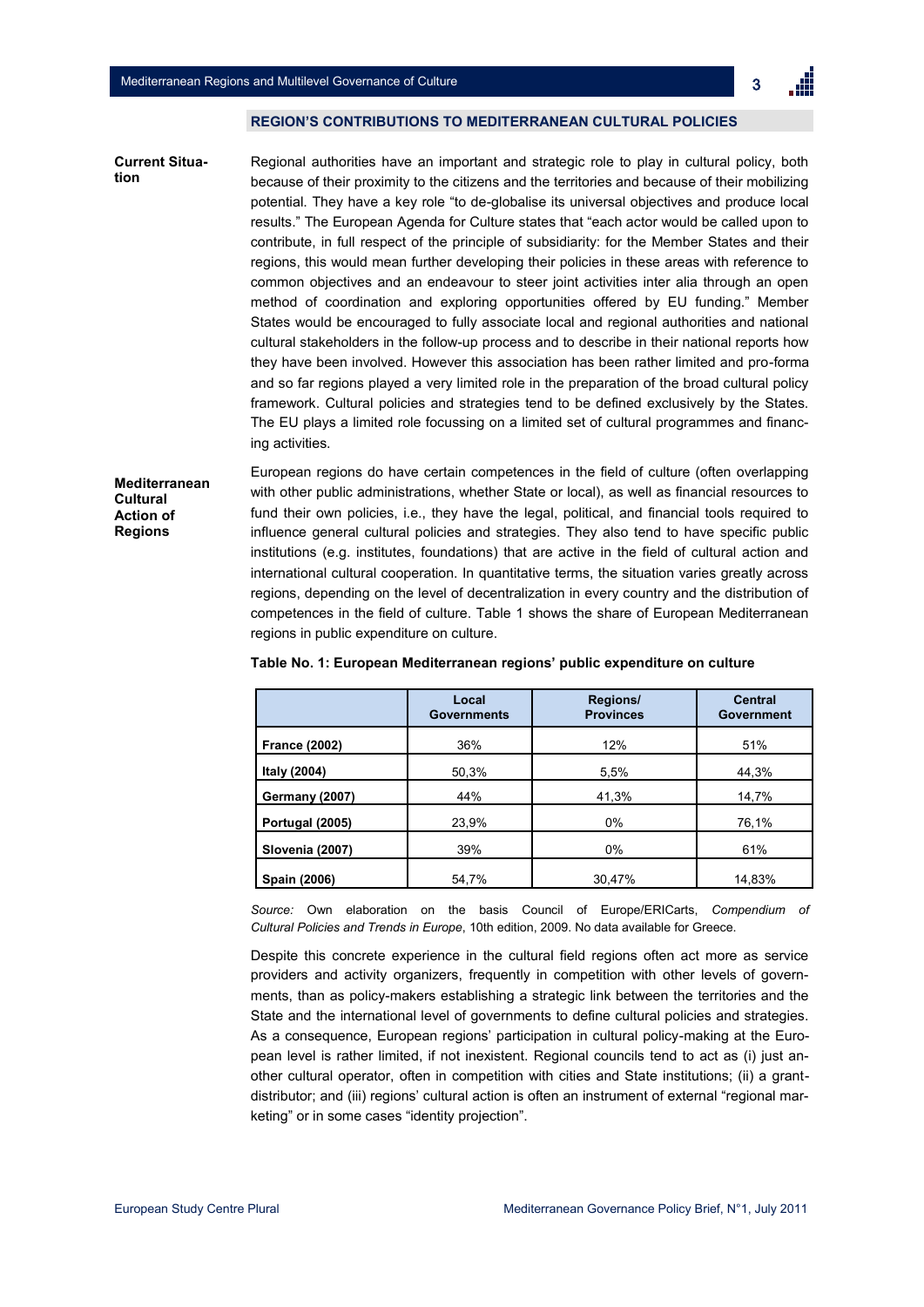## REGION'S CONTRIBUTIONS TO MEDITERRANEAN CULTURAL POLICIES

**Current Situation**

Regional authorities have an important and strategic role to play in cultural policy, both because of their proximity to the citizens and the territories and because of their mobilizing potential. They have a key role "to de-globalise its universal objectives and produce local results." The European Agenda for Culture states that "each actor would be called upon to contribute, in full respect of the principle of subsidiarity: for the Member States and their regions, this would mean further developing their policies in these areas with reference to common objectives and an endeavour to steer joint activities inter alia through an open method of coordination and exploring opportunities offered by EU funding." Member States would be encouraged to fully associate local and regional authorities and national cultural stakeholders in the follow-up process and to describe in their national reports how they have been involved. However this association has been rather limited and pro-forma and so far regions played a very limited role in the preparation of the broad cultural policy framework. Cultural policies and strategies tend to be defined exclusively by the States. The EU plays a limited role focussing on a limited set of cultural programmes and financing activities.

**Mediterranean Cultural Action of Regions**

European regions do have certain competences in the field of culture (often overlapping with other public administrations, whether State or local), as well as financial resources to fund their own policies, i.e., they have the legal, political, and financial tools required to influence general cultural policies and strategies. They also tend to have specific public institutions (e.g. institutes, foundations) that are active in the field of cultural action and international cultural cooperation. In quantitative terms, the situation varies greatly across regions, depending on the level of decentralization in every country and the distribution of competences in the field of culture. Table 1 shows the share of European Mediterranean regions in public expenditure on culture.

**Table No. 1: European Mediterranean regions' public expenditure on culture**

| | Local Governments | Regions/ Provinces | Central Government |
|---|---|---|---|
| **France (2002)** | 36% | 12% | 51% |
| **Italy (2004)** | 50,3% | 5,5% | 44,3% |
| **Germany (2007)** | 44% | 41,3% | 14,7% |
| **Portugal (2005)** | 23,9% | 0% | 76,1% |
| **Slovenia (2007)** | 39% | 0% | 61% |
| **Spain (2006)** | 54,7% | 30,47% | 14,83% |

*Source:* Own elaboration on the basis Council of Europe/ERICarts, *Compendium of Cultural Policies and Trends in Europe*, 10th edition, 2009. No data available for Greece.

Despite this concrete experience in the cultural field regions often act more as service providers and activity organizers, frequently in competition with other levels of governments, than as policy-makers establishing a strategic link between the territories and the State and the international level of governments to define cultural policies and strategies. As a consequence, European regions' participation in cultural policy-making at the European level is rather limited, if not inexistent. Regional councils tend to act as (i) just another cultural operator, often in competition with cities and State institutions; (ii) a grant-distributor; and (iii) regions' cultural action is often an instrument of external "regional marketing" or in some cases "identity projection".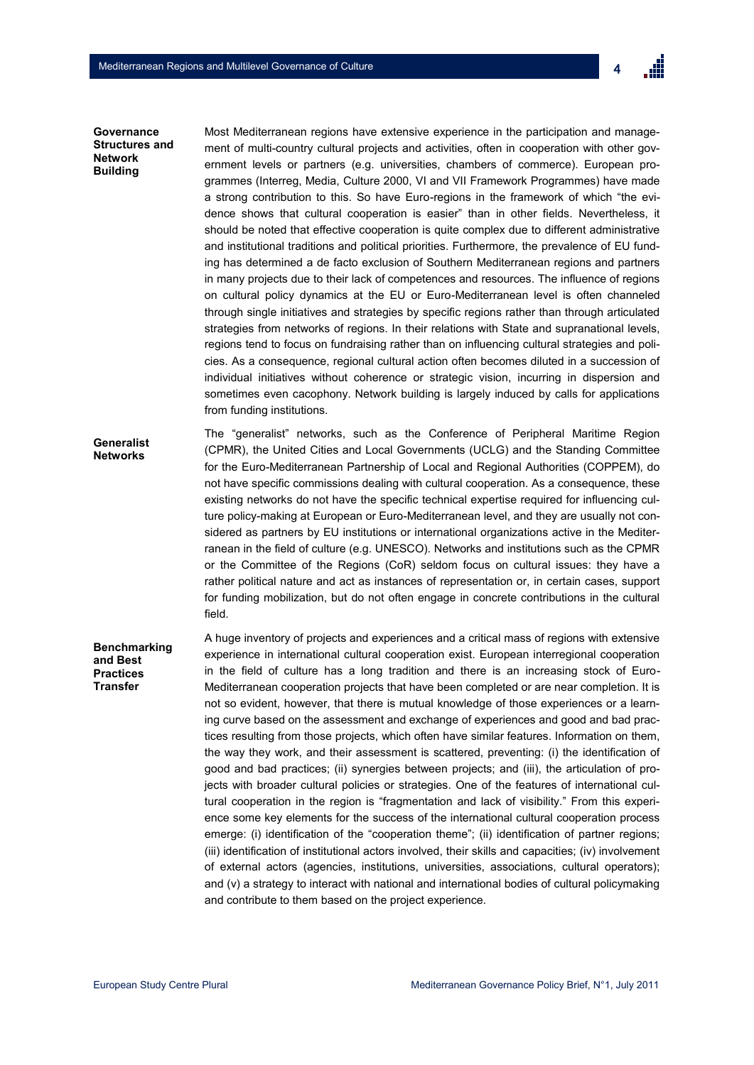**Governance Structures and Network Building**

Most Mediterranean regions have extensive experience in the participation and management of multi-country cultural projects and activities, often in cooperation with other government levels or partners (e.g. universities, chambers of commerce). European programmes (Interreg, Media, Culture 2000, VI and VII Framework Programmes) have made a strong contribution to this. So have Euro-regions in the framework of which "the evidence shows that cultural cooperation is easier" than in other fields. Nevertheless, it should be noted that effective cooperation is quite complex due to different administrative and institutional traditions and political priorities. Furthermore, the prevalence of EU funding has determined a de facto exclusion of Southern Mediterranean regions and partners in many projects due to their lack of competences and resources. The influence of regions on cultural policy dynamics at the EU or Euro-Mediterranean level is often channeled through single initiatives and strategies by specific regions rather than through articulated strategies from networks of regions. In their relations with State and supranational levels, regions tend to focus on fundraising rather than on influencing cultural strategies and policies. As a consequence, regional cultural action often becomes diluted in a succession of individual initiatives without coherence or strategic vision, incurring in dispersion and sometimes even cacophony. Network building is largely induced by calls for applications from funding institutions.

**Generalist Networks**

The "generalist" networks, such as the Conference of Peripheral Maritime Region (CPMR), the United Cities and Local Governments (UCLG) and the Standing Committee for the Euro-Mediterranean Partnership of Local and Regional Authorities (COPPEM), do not have specific commissions dealing with cultural cooperation. As a consequence, these existing networks do not have the specific technical expertise required for influencing culture policy-making at European or Euro-Mediterranean level, and they are usually not considered as partners by EU institutions or international organizations active in the Mediterranean in the field of culture (e.g. UNESCO). Networks and institutions such as the CPMR or the Committee of the Regions (CoR) seldom focus on cultural issues: they have a rather political nature and act as instances of representation or, in certain cases, support for funding mobilization, but do not often engage in concrete contributions in the cultural field.

**Benchmarking and Best Practices Transfer**

A huge inventory of projects and experiences and a critical mass of regions with extensive experience in international cultural cooperation exist. European interregional cooperation in the field of culture has a long tradition and there is an increasing stock of Euro-Mediterranean cooperation projects that have been completed or are near completion. It is not so evident, however, that there is mutual knowledge of those experiences or a learning curve based on the assessment and exchange of experiences and good and bad practices resulting from those projects, which often have similar features. Information on them, the way they work, and their assessment is scattered, preventing: (i) the identification of good and bad practices; (ii) synergies between projects; and (iii), the articulation of projects with broader cultural policies or strategies. One of the features of international cultural cooperation in the region is "fragmentation and lack of visibility." From this experience some key elements for the success of the international cultural cooperation process emerge: (i) identification of the "cooperation theme"; (ii) identification of partner regions; (iii) identification of institutional actors involved, their skills and capacities; (iv) involvement of external actors (agencies, institutions, universities, associations, cultural operators); and (v) a strategy to interact with national and international bodies of cultural policymaking and contribute to them based on the project experience.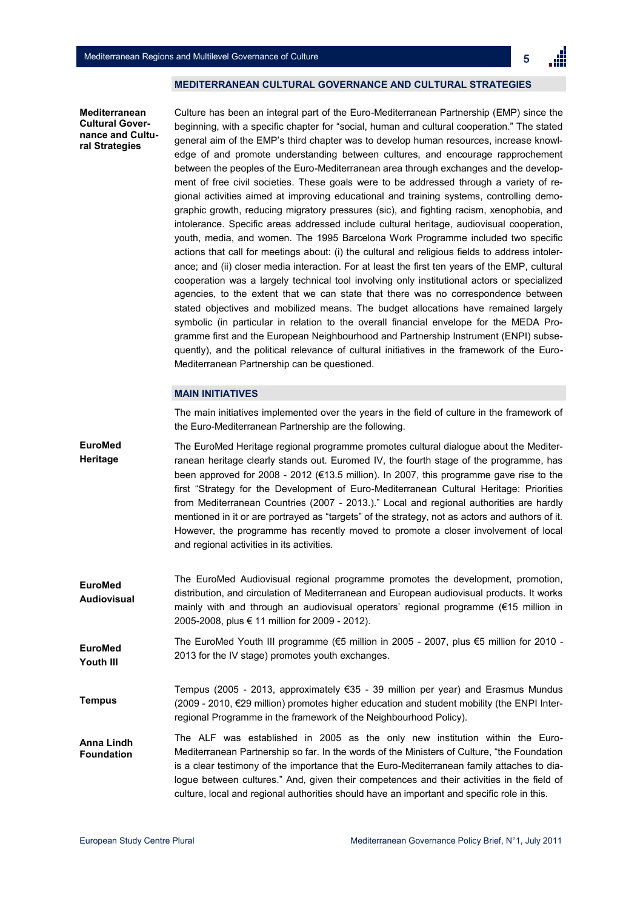## MEDITERRANEAN CULTURAL GOVERNANCE AND CULTURAL STRATEGIES

**Mediterranean Cultural Governance and Cultural Strategies**

Culture has been an integral part of the Euro-Mediterranean Partnership (EMP) since the beginning, with a specific chapter for "social, human and cultural cooperation." The stated general aim of the EMP's third chapter was to develop human resources, increase knowledge of and promote understanding between cultures, and encourage rapprochement between the peoples of the Euro-Mediterranean area through exchanges and the development of free civil societies. These goals were to be addressed through a variety of regional activities aimed at improving educational and training systems, controlling demographic growth, reducing migratory pressures (sic), and fighting racism, xenophobia, and intolerance. Specific areas addressed include cultural heritage, audiovisual cooperation, youth, media, and women. The 1995 Barcelona Work Programme included two specific actions that call for meetings about: (i) the cultural and religious fields to address intolerance; and (ii) closer media interaction. For at least the first ten years of the EMP, cultural cooperation was a largely technical tool involving only institutional actors or specialized agencies, to the extent that we can state that there was no correspondence between stated objectives and mobilized means. The budget allocations have remained largely symbolic (in particular in relation to the overall financial envelope for the MEDA Programme first and the European Neighbourhood and Partnership Instrument (ENPI) subsequently), and the political relevance of cultural initiatives in the framework of the Euro-Mediterranean Partnership can be questioned.

## MAIN INITIATIVES

The main initiatives implemented over the years in the field of culture in the framework of the Euro-Mediterranean Partnership are the following.

**EuroMed Heritage**

The EuroMed Heritage regional programme promotes cultural dialogue about the Mediterranean heritage clearly stands out. Euromed IV, the fourth stage of the programme, has been approved for 2008 - 2012 (€13.5 million). In 2007, this programme gave rise to the first "Strategy for the Development of Euro-Mediterranean Cultural Heritage: Priorities from Mediterranean Countries (2007 - 2013.)." Local and regional authorities are hardly mentioned in it or are portrayed as "targets" of the strategy, not as actors and authors of it. However, the programme has recently moved to promote a closer involvement of local and regional activities in its activities.

**EuroMed Audiovisual**

The EuroMed Audiovisual regional programme promotes the development, promotion, distribution, and circulation of Mediterranean and European audiovisual products. It works mainly with and through an audiovisual operators' regional programme (€15 million in 2005-2008, plus € 11 million for 2009 - 2012).

**EuroMed Youth III**

The EuroMed Youth III programme (€5 million in 2005 - 2007, plus €5 million for 2010 - 2013 for the IV stage) promotes youth exchanges.

**Tempus**

Tempus (2005 - 2013, approximately €35 - 39 million per year) and Erasmus Mundus (2009 - 2010, €29 million) promotes higher education and student mobility (the ENPI Interregional Programme in the framework of the Neighbourhood Policy).

**Anna Lindh Foundation**

The ALF was established in 2005 as the only new institution within the Euro-Mediterranean Partnership so far. In the words of the Ministers of Culture, "the Foundation is a clear testimony of the importance that the Euro-Mediterranean family attaches to dialogue between cultures." And, given their competences and their activities in the field of culture, local and regional authorities should have an important and specific role in this.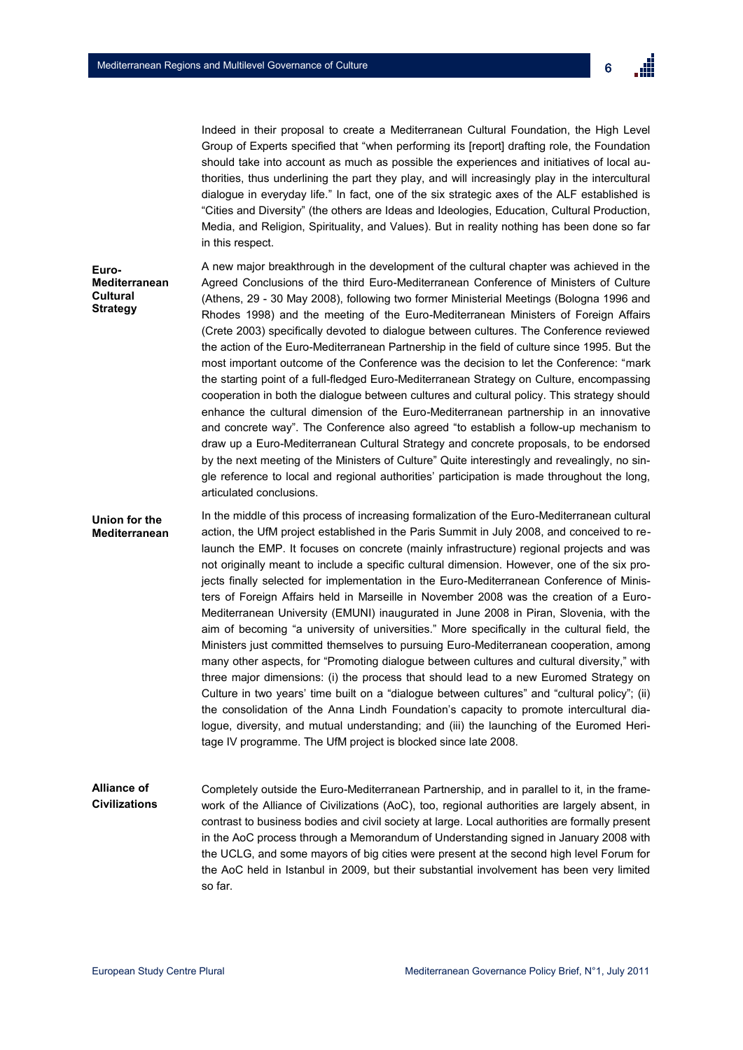Indeed in their proposal to create a Mediterranean Cultural Foundation, the High Level Group of Experts specified that "when performing its [report] drafting role, the Foundation should take into account as much as possible the experiences and initiatives of local authorities, thus underlining the part they play, and will increasingly play in the intercultural dialogue in everyday life." In fact, one of the six strategic axes of the ALF established is "Cities and Diversity" (the others are Ideas and Ideologies, Education, Cultural Production, Media, and Religion, Spirituality, and Values). But in reality nothing has been done so far in this respect.

**Euro-Mediterranean Cultural Strategy**

A new major breakthrough in the development of the cultural chapter was achieved in the Agreed Conclusions of the third Euro-Mediterranean Conference of Ministers of Culture (Athens, 29 - 30 May 2008), following two former Ministerial Meetings (Bologna 1996 and Rhodes 1998) and the meeting of the Euro-Mediterranean Ministers of Foreign Affairs (Crete 2003) specifically devoted to dialogue between cultures. The Conference reviewed the action of the Euro-Mediterranean Partnership in the field of culture since 1995. But the most important outcome of the Conference was the decision to let the Conference: "mark the starting point of a full-fledged Euro-Mediterranean Strategy on Culture, encompassing cooperation in both the dialogue between cultures and cultural policy. This strategy should enhance the cultural dimension of the Euro-Mediterranean partnership in an innovative and concrete way". The Conference also agreed "to establish a follow-up mechanism to draw up a Euro-Mediterranean Cultural Strategy and concrete proposals, to be endorsed by the next meeting of the Ministers of Culture" Quite interestingly and revealingly, no single reference to local and regional authorities' participation is made throughout the long, articulated conclusions.

**Union for the Mediterranean**

In the middle of this process of increasing formalization of the Euro-Mediterranean cultural action, the UfM project established in the Paris Summit in July 2008, and conceived to relaunch the EMP. It focuses on concrete (mainly infrastructure) regional projects and was not originally meant to include a specific cultural dimension. However, one of the six projects finally selected for implementation in the Euro-Mediterranean Conference of Ministers of Foreign Affairs held in Marseille in November 2008 was the creation of a Euro-Mediterranean University (EMUNI) inaugurated in June 2008 in Piran, Slovenia, with the aim of becoming "a university of universities." More specifically in the cultural field, the Ministers just committed themselves to pursuing Euro-Mediterranean cooperation, among many other aspects, for "Promoting dialogue between cultures and cultural diversity," with three major dimensions: (i) the process that should lead to a new Euromed Strategy on Culture in two years' time built on a "dialogue between cultures" and "cultural policy"; (ii) the consolidation of the Anna Lindh Foundation's capacity to promote intercultural dialogue, diversity, and mutual understanding; and (iii) the launching of the Euromed Heritage IV programme. The UfM project is blocked since late 2008.

**Alliance of Civilizations**

Completely outside the Euro-Mediterranean Partnership, and in parallel to it, in the framework of the Alliance of Civilizations (AoC), too, regional authorities are largely absent, in contrast to business bodies and civil society at large. Local authorities are formally present in the AoC process through a Memorandum of Understanding signed in January 2008 with the UCLG, and some mayors of big cities were present at the second high level Forum for the AoC held in Istanbul in 2009, but their substantial involvement has been very limited so far.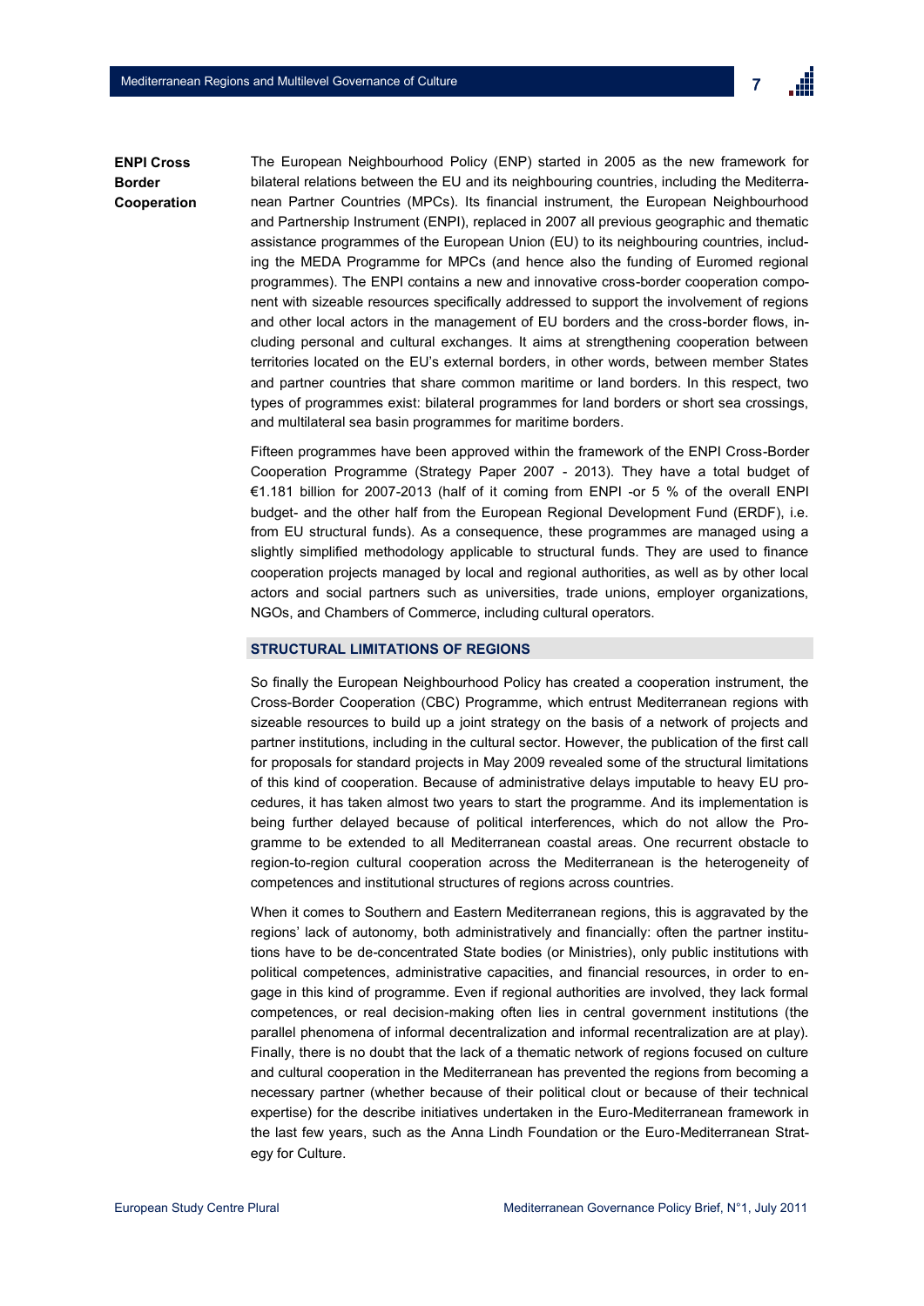**ENPI Cross Border Cooperation**

The European Neighbourhood Policy (ENP) started in 2005 as the new framework for bilateral relations between the EU and its neighbouring countries, including the Mediterranean Partner Countries (MPCs). Its financial instrument, the European Neighbourhood and Partnership Instrument (ENPI), replaced in 2007 all previous geographic and thematic assistance programmes of the European Union (EU) to its neighbouring countries, including the MEDA Programme for MPCs (and hence also the funding of Euromed regional programmes). The ENPI contains a new and innovative cross-border cooperation component with sizeable resources specifically addressed to support the involvement of regions and other local actors in the management of EU borders and the cross-border flows, including personal and cultural exchanges. It aims at strengthening cooperation between territories located on the EU's external borders, in other words, between member States and partner countries that share common maritime or land borders. In this respect, two types of programmes exist: bilateral programmes for land borders or short sea crossings, and multilateral sea basin programmes for maritime borders.

Fifteen programmes have been approved within the framework of the ENPI Cross-Border Cooperation Programme (Strategy Paper 2007 - 2013). They have a total budget of €1.181 billion for 2007-2013 (half of it coming from ENPI -or 5 % of the overall ENPI budget- and the other half from the European Regional Development Fund (ERDF), i.e. from EU structural funds). As a consequence, these programmes are managed using a slightly simplified methodology applicable to structural funds. They are used to finance cooperation projects managed by local and regional authorities, as well as by other local actors and social partners such as universities, trade unions, employer organizations, NGOs, and Chambers of Commerce, including cultural operators.

## STRUCTURAL LIMITATIONS OF REGIONS

So finally the European Neighbourhood Policy has created a cooperation instrument, the Cross-Border Cooperation (CBC) Programme, which entrust Mediterranean regions with sizeable resources to build up a joint strategy on the basis of a network of projects and partner institutions, including in the cultural sector. However, the publication of the first call for proposals for standard projects in May 2009 revealed some of the structural limitations of this kind of cooperation. Because of administrative delays imputable to heavy EU procedures, it has taken almost two years to start the programme. And its implementation is being further delayed because of political interferences, which do not allow the Programme to be extended to all Mediterranean coastal areas. One recurrent obstacle to region-to-region cultural cooperation across the Mediterranean is the heterogeneity of competences and institutional structures of regions across countries.

When it comes to Southern and Eastern Mediterranean regions, this is aggravated by the regions' lack of autonomy, both administratively and financially: often the partner institutions have to be de-concentrated State bodies (or Ministries), only public institutions with political competences, administrative capacities, and financial resources, in order to engage in this kind of programme. Even if regional authorities are involved, they lack formal competences, or real decision-making often lies in central government institutions (the parallel phenomena of informal decentralization and informal recentralization are at play). Finally, there is no doubt that the lack of a thematic network of regions focused on culture and cultural cooperation in the Mediterranean has prevented the regions from becoming a necessary partner (whether because of their political clout or because of their technical expertise) for the describe initiatives undertaken in the Euro-Mediterranean framework in the last few years, such as the Anna Lindh Foundation or the Euro-Mediterranean Strategy for Culture.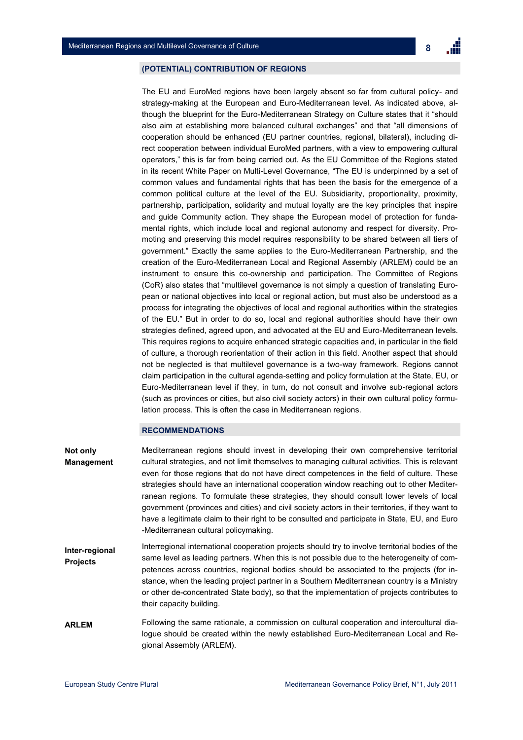## (POTENTIAL) CONTRIBUTION OF REGIONS

The EU and EuroMed regions have been largely absent so far from cultural policy- and strategy-making at the European and Euro-Mediterranean level. As indicated above, although the blueprint for the Euro-Mediterranean Strategy on Culture states that it "should also aim at establishing more balanced cultural exchanges" and that "all dimensions of cooperation should be enhanced (EU partner countries, regional, bilateral), including direct cooperation between individual EuroMed partners, with a view to empowering cultural operators," this is far from being carried out. As the EU Committee of the Regions stated in its recent White Paper on Multi-Level Governance, "The EU is underpinned by a set of common values and fundamental rights that has been the basis for the emergence of a common political culture at the level of the EU. Subsidiarity, proportionality, proximity, partnership, participation, solidarity and mutual loyalty are the key principles that inspire and guide Community action. They shape the European model of protection for fundamental rights, which include local and regional autonomy and respect for diversity. Promoting and preserving this model requires responsibility to be shared between all tiers of government." Exactly the same applies to the Euro-Mediterranean Partnership, and the creation of the Euro-Mediterranean Local and Regional Assembly (ARLEM) could be an instrument to ensure this co-ownership and participation. The Committee of Regions (CoR) also states that "multilevel governance is not simply a question of translating European or national objectives into local or regional action, but must also be understood as a process for integrating the objectives of local and regional authorities within the strategies of the EU." But in order to do so, local and regional authorities should have their own strategies defined, agreed upon, and advocated at the EU and Euro-Mediterranean levels. This requires regions to acquire enhanced strategic capacities and, in particular in the field of culture, a thorough reorientation of their action in this field. Another aspect that should not be neglected is that multilevel governance is a two-way framework. Regions cannot claim participation in the cultural agenda-setting and policy formulation at the State, EU, or Euro-Mediterranean level if they, in turn, do not consult and involve sub-regional actors (such as provinces or cities, but also civil society actors) in their own cultural policy formulation process. This is often the case in Mediterranean regions.

## RECOMMENDATIONS

**Not only Management**

Mediterranean regions should invest in developing their own comprehensive territorial cultural strategies, and not limit themselves to managing cultural activities. This is relevant even for those regions that do not have direct competences in the field of culture. These strategies should have an international cooperation window reaching out to other Mediterranean regions. To formulate these strategies, they should consult lower levels of local government (provinces and cities) and civil society actors in their territories, if they want to have a legitimate claim to their right to be consulted and participate in State, EU, and Euro-Mediterranean cultural policymaking.

**Inter-regional Projects**

Interregional international cooperation projects should try to involve territorial bodies of the same level as leading partners. When this is not possible due to the heterogeneity of competences across countries, regional bodies should be associated to the projects (for instance, when the leading project partner in a Southern Mediterranean country is a Ministry or other de-concentrated State body), so that the implementation of projects contributes to their capacity building.

**ARLEM**

Following the same rationale, a commission on cultural cooperation and intercultural dialogue should be created within the newly established Euro-Mediterranean Local and Regional Assembly (ARLEM).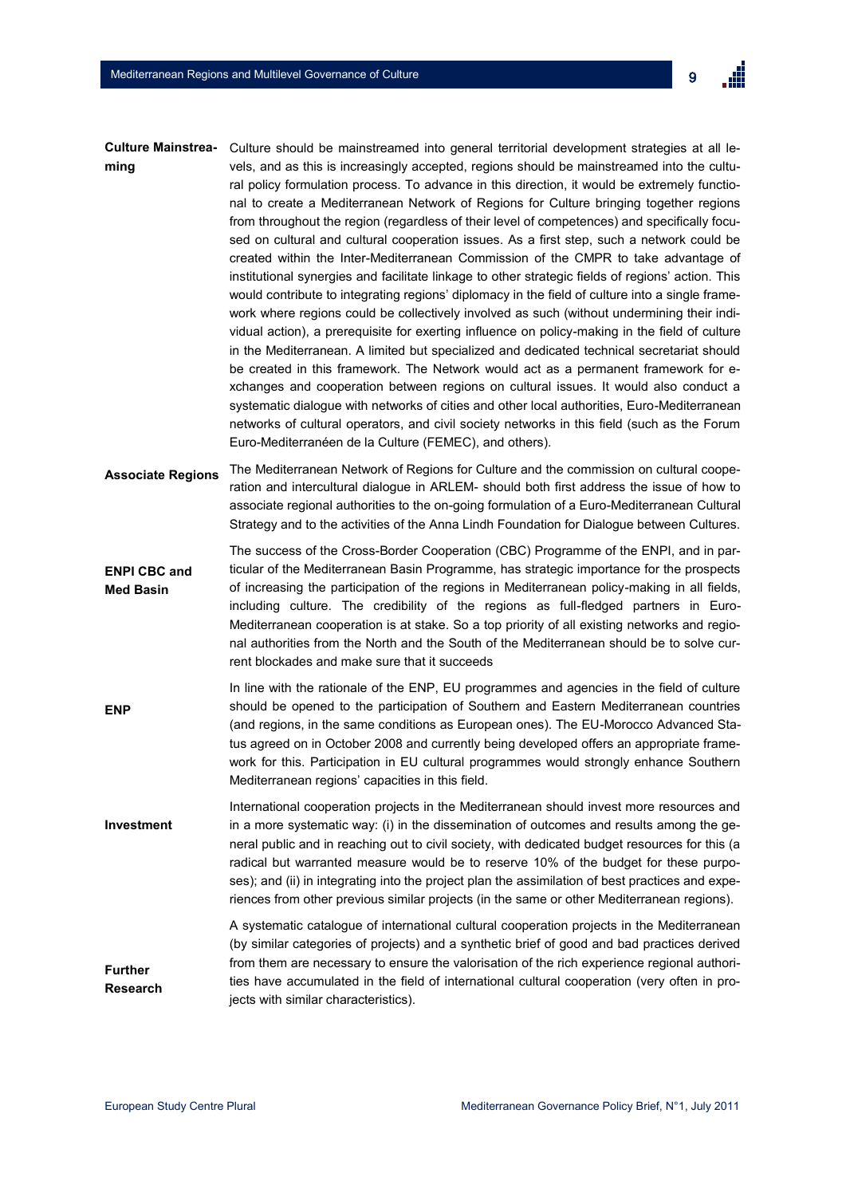**Culture Mainstreaming** Culture should be mainstreamed into general territorial development strategies at all levels, and as this is increasingly accepted, regions should be mainstreamed into the cultural policy formulation process. To advance in this direction, it would be extremely functional to create a Mediterranean Network of Regions for Culture bringing together regions from throughout the region (regardless of their level of competences) and specifically focused on cultural and cultural cooperation issues. As a first step, such a network could be created within the Inter-Mediterranean Commission of the CMPR to take advantage of institutional synergies and facilitate linkage to other strategic fields of regions' action. This would contribute to integrating regions' diplomacy in the field of culture into a single framework where regions could be collectively involved as such (without undermining their individual action), a prerequisite for exerting influence on policy-making in the field of culture in the Mediterranean. A limited but specialized and dedicated technical secretariat should be created in this framework. The Network would act as a permanent framework for exchanges and cooperation between regions on cultural issues. It would also conduct a systematic dialogue with networks of cities and other local authorities, Euro-Mediterranean networks of cultural operators, and civil society networks in this field (such as the Forum Euro-Mediterranéen de la Culture (FEMEC), and others).

**Associate Regions** The Mediterranean Network of Regions for Culture and the commission on cultural cooperation and intercultural dialogue in ARLEM- should both first address the issue of how to associate regional authorities to the on-going formulation of a Euro-Mediterranean Cultural Strategy and to the activities of the Anna Lindh Foundation for Dialogue between Cultures.

**ENPI CBC and Med Basin** The success of the Cross-Border Cooperation (CBC) Programme of the ENPI, and in particular of the Mediterranean Basin Programme, has strategic importance for the prospects of increasing the participation of the regions in Mediterranean policy-making in all fields, including culture. The credibility of the regions as full-fledged partners in Euro-Mediterranean cooperation is at stake. So a top priority of all existing networks and regional authorities from the North and the South of the Mediterranean should be to solve current blockades and make sure that it succeeds

**ENP** In line with the rationale of the ENP, EU programmes and agencies in the field of culture should be opened to the participation of Southern and Eastern Mediterranean countries (and regions, in the same conditions as European ones). The EU-Morocco Advanced Status agreed on in October 2008 and currently being developed offers an appropriate framework for this. Participation in EU cultural programmes would strongly enhance Southern Mediterranean regions' capacities in this field.

**Investment** International cooperation projects in the Mediterranean should invest more resources and in a more systematic way: (i) in the dissemination of outcomes and results among the general public and in reaching out to civil society, with dedicated budget resources for this (a radical but warranted measure would be to reserve 10% of the budget for these purposes); and (ii) in integrating into the project plan the assimilation of best practices and experiences from other previous similar projects (in the same or other Mediterranean regions).

**Further Research** A systematic catalogue of international cultural cooperation projects in the Mediterranean (by similar categories of projects) and a synthetic brief of good and bad practices derived from them are necessary to ensure the valorisation of the rich experience regional authorities have accumulated in the field of international cultural cooperation (very often in projects with similar characteristics).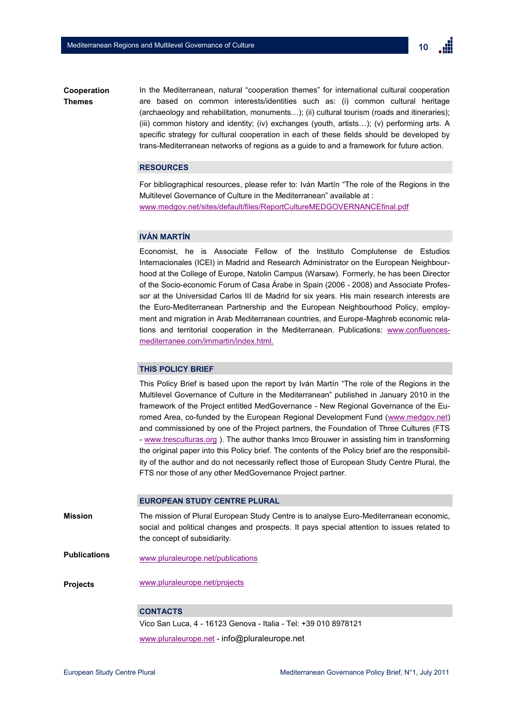**Cooperation Themes**

In the Mediterranean, natural "cooperation themes" for international cultural cooperation are based on common interests/identities such as: (i) common cultural heritage (archaeology and rehabilitation, monuments…); (ii) cultural tourism (roads and itineraries); (iii) common history and identity; (iv) exchanges (youth, artists…); (v) performing arts. A specific strategy for cultural cooperation in each of these fields should be developed by trans-Mediterranean networks of regions as a guide to and a framework for future action.

## RESOURCES

For bibliographical resources, please refer to: Iván Martín "The role of the Regions in the Multilevel Governance of Culture in the Mediterranean" available at : www.medgov.net/sites/default/files/ReportCultureMEDGOVERNANCEfinal.pdf

## IVÁN MARTÍN

Economist, he is Associate Fellow of the Instituto Complutense de Estudios Internacionales (ICEI) in Madrid and Research Administrator on the European Neighbourhood at the College of Europe, Natolin Campus (Warsaw). Formerly, he has been Director of the Socio-economic Forum of Casa Árabe in Spain (2006 - 2008) and Associate Professor at the Universidad Carlos III de Madrid for six years. His main research interests are the Euro-Mediterranean Partnership and the European Neighbourhood Policy, employment and migration in Arab Mediterranean countries, and Europe-Maghreb economic relations and territorial cooperation in the Mediterranean. Publications: www.confluences-mediterranee.com/immartin/index.html.

## THIS POLICY BRIEF

This Policy Brief is based upon the report by Iván Martín "The role of the Regions in the Multilevel Governance of Culture in the Mediterranean" published in January 2010 in the framework of the Project entitled MedGovernance - New Regional Governance of the Euromed Area, co-funded by the European Regional Development Fund (www.medgov.net) and commissioned by one of the Project partners, the Foundation of Three Cultures (FTS - www.tresculturas.org ). The author thanks Imco Brouwer in assisting him in transforming the original paper into this Policy brief. The contents of the Policy brief are the responsibility of the author and do not necessarily reflect those of European Study Centre Plural, the FTS nor those of any other MedGovernance Project partner.

## EUROPEAN STUDY CENTRE PLURAL

**Mission**

The mission of Plural European Study Centre is to analyse Euro-Mediterranean economic, social and political changes and prospects. It pays special attention to issues related to the concept of subsidiarity.

**Publications**

www.pluraleurope.net/publications

**Projects**

www.pluraleurope.net/projects

## CONTACTS

Vico San Luca, 4 - 16123 Genova - Italia - Tel: +39 010 8978121

www.pluraleurope.net - info@pluraleurope.net